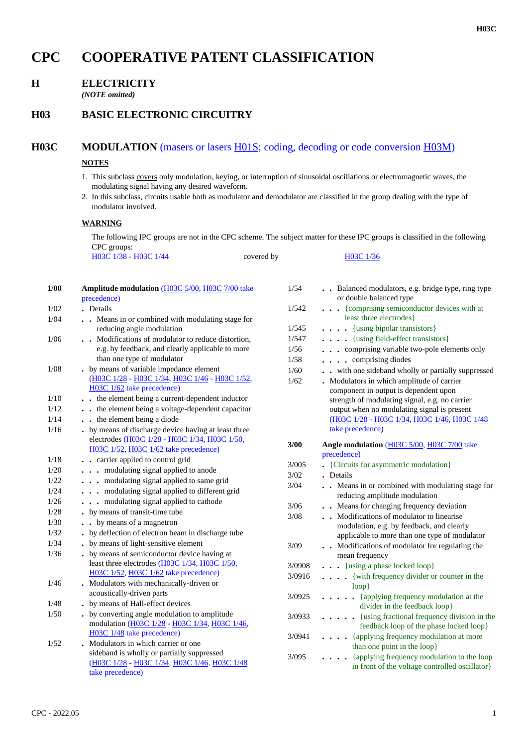# CPC COOPERATIVE PATENT CLASSIFICATION

## H ELECTRICITY

*(NOTE omitted)*

## H03 BASIC ELECTRONIC CIRCUITRY

## H03C MODULATION (masers or lasers H01S; coding, decoding or code conversion H03M)

**NOTES**

1. This subclass covers only modulation, keying, or interruption of sinusoidal oscillations or electromagnetic waves, the modulating signal having any desired waveform.
2. In this subclass, circuits usable both as modulator and demodulator are classified in the group dealing with the type of modulator involved.

**WARNING**

The following IPC groups are not in the CPC scheme. The subject matter for these IPC groups is classified in the following CPC groups:

H03C 1/38 - H03C 1/44 covered by H03C 1/36

| | |
|---|---|
| **1/00** | **Amplitude modulation** (H03C 5/00, H03C 7/00 take precedence) |
| 1/02 | . Details |
| 1/04 | . . Means in or combined with modulating stage for reducing angle modulation |
| 1/06 | . . Modifications of modulator to reduce distortion, e.g. by feedback, and clearly applicable to more than one type of modulator |
| 1/08 | . by means of variable impedance element (H03C 1/28 - H03C 1/34, H03C 1/46 - H03C 1/52, H03C 1/62 take precedence) |
| 1/10 | . . the element being a current-dependent inductor |
| 1/12 | . . the element being a voltage-dependent capacitor |
| 1/14 | . . the element being a diode |
| 1/16 | . by means of discharge device having at least three electrodes (H03C 1/28 - H03C 1/34, H03C 1/50, H03C 1/52, H03C 1/62 take precedence) |
| 1/18 | . . carrier applied to control grid |
| 1/20 | . . . modulating signal applied to anode |
| 1/22 | . . . modulating signal applied to same grid |
| 1/24 | . . . modulating signal applied to different grid |
| 1/26 | . . . modulating signal applied to cathode |
| 1/28 | . by means of transit-time tube |
| 1/30 | . . by means of a magnetron |
| 1/32 | . by deflection of electron beam in discharge tube |
| 1/34 | . by means of light-sensitive element |
| 1/36 | . by means of semiconductor device having at least three electrodes (H03C 1/34, H03C 1/50, H03C 1/52, H03C 1/62 take precedence) |
| 1/46 | . Modulators with mechanically-driven or acoustically-driven parts |
| 1/48 | . by means of Hall-effect devices |
| 1/50 | . by converting angle modulation to amplitude modulation (H03C 1/28 - H03C 1/34, H03C 1/46, H03C 1/48 take precedence) |
| 1/52 | . Modulators in which carrier or one sideband is wholly or partially suppressed (H03C 1/28 - H03C 1/34, H03C 1/46, H03C 1/48 take precedence) |
| 1/54 | . . Balanced modulators, e.g. bridge type, ring type or double balanced type |
| 1/542 | . . . {comprising semiconductor devices with at least three electrodes} |
| 1/545 | . . . . {using bipolar transistors} |
| 1/547 | . . . . {using field-effect transistors} |
| 1/56 | . . . comprising variable two-pole elements only |
| 1/58 | . . . . comprising diodes |
| 1/60 | . . with one sideband wholly or partially suppressed |
| 1/62 | . Modulators in which amplitude of carrier component in output is dependent upon strength of modulating signal, e.g. no carrier output when no modulating signal is present (H03C 1/28 - H03C 1/34, H03C 1/46, H03C 1/48 take precedence) |
| **3/00** | **Angle modulation** (H03C 5/00, H03C 7/00 take precedence) |
| 3/005 | . {Circuits for asymmetric modulation} |
| 3/02 | . Details |
| 3/04 | . . Means in or combined with modulating stage for reducing amplitude modulation |
| 3/06 | . . Means for changing frequency deviation |
| 3/08 | . . Modifications of modulator to linearise modulation, e.g. by feedback, and clearly applicable to more than one type of modulator |
| 3/09 | . . Modifications of modulator for regulating the mean frequency |
| 3/0908 | . . . {using a phase locked loop} |
| 3/0916 | . . . . {with frequency divider or counter in the loop} |
| 3/0925 | . . . . . {applying frequency modulation at the divider in the feedback loop} |
| 3/0933 | . . . . . {using fractional frequency division in the feedback loop of the phase locked loop} |
| 3/0941 | . . . . {applying frequency modulation at more than one point in the loop} |
| 3/095 | . . . . {applying frequency modulation to the loop in front of the voltage controlled oscillator} |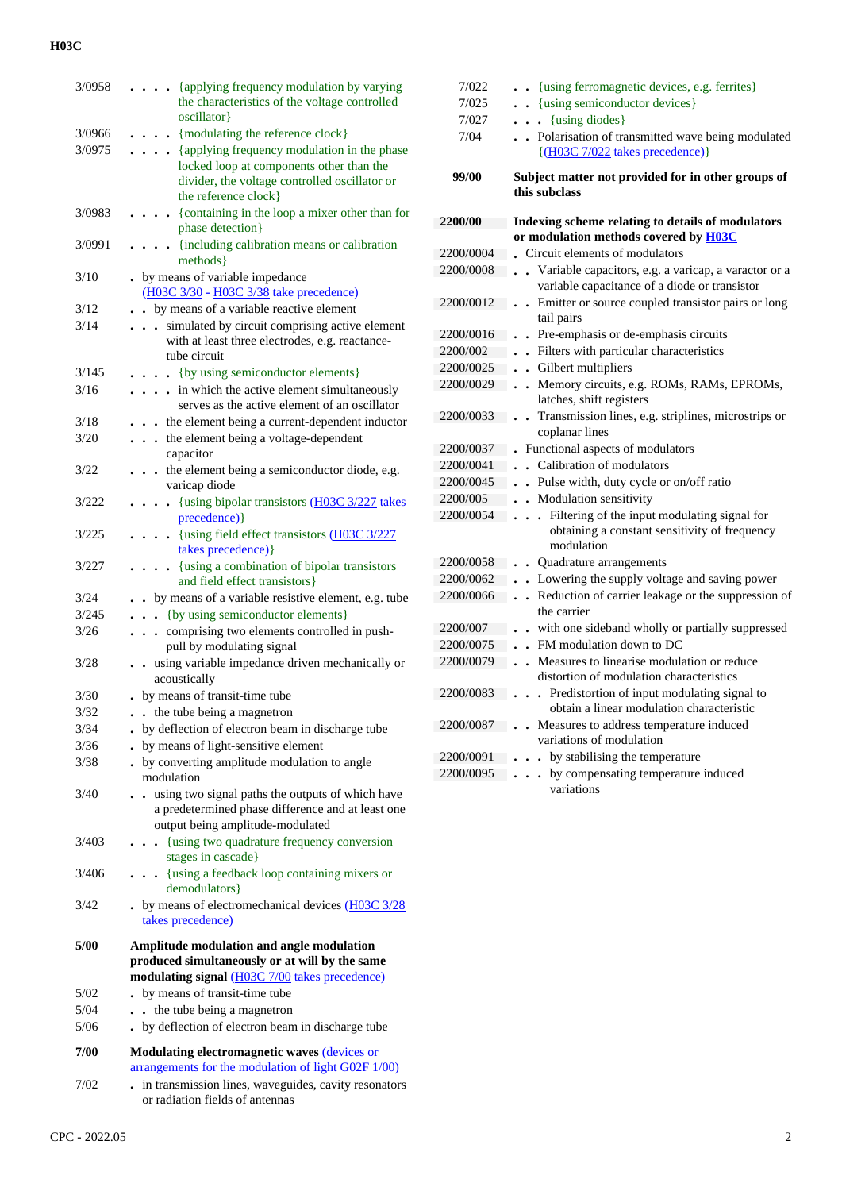| | | |
|---|---|---|
| 3/0958 | . . . . | {applying frequency modulation by varying the characteristics of the voltage controlled oscillator} |
| 3/0966 | . . . . | {modulating the reference clock} |
| 3/0975 | . . . . | {applying frequency modulation in the phase locked loop at components other than the divider, the voltage controlled oscillator or the reference clock} |
| 3/0983 | . . . . | {containing in the loop a mixer other than for phase detection} |
| 3/0991 | . . . . | {including calibration means or calibration methods} |
| 3/10 | . | by means of variable impedance (H03C 3/30 - H03C 3/38 take precedence) |
| 3/12 | . . | by means of a variable reactive element |
| 3/14 | . . . | simulated by circuit comprising active element with at least three electrodes, e.g. reactance-tube circuit |
| 3/145 | . . . . | {by using semiconductor elements} |
| 3/16 | . . . . | in which the active element simultaneously serves as the active element of an oscillator |
| 3/18 | . . . | the element being a current-dependent inductor |
| 3/20 | . . . | the element being a voltage-dependent capacitor |
| 3/22 | . . . | the element being a semiconductor diode, e.g. varicap diode |
| 3/222 | . . . . | {using bipolar transistors (H03C 3/227 takes precedence)} |
| 3/225 | . . . . | {using field effect transistors (H03C 3/227 takes precedence)} |
| 3/227 | . . . . | {using a combination of bipolar transistors and field effect transistors} |
| 3/24 | . . | by means of a variable resistive element, e.g. tube |
| 3/245 | . . . | {by using semiconductor elements} |
| 3/26 | . . . | comprising two elements controlled in push-pull by modulating signal |
| 3/28 | . . | using variable impedance driven mechanically or acoustically |
| 3/30 | . | by means of transit-time tube |
| 3/32 | . . | the tube being a magnetron |
| 3/34 | . | by deflection of electron beam in discharge tube |
| 3/36 | . | by means of light-sensitive element |
| 3/38 | . | by converting amplitude modulation to angle modulation |
| 3/40 | . . | using two signal paths the outputs of which have a predetermined phase difference and at least one output being amplitude-modulated |
| 3/403 | . . . | {using two quadrature frequency conversion stages in cascade} |
| 3/406 | . . . | {using a feedback loop containing mixers or demodulators} |
| 3/42 | . | by means of electromechanical devices (H03C 3/28 takes precedence) |
| **5/00** | | **Amplitude modulation and angle modulation produced simultaneously or at will by the same modulating signal** (H03C 7/00 takes precedence) |
| 5/02 | . | by means of transit-time tube |
| 5/04 | . . | the tube being a magnetron |
| 5/06 | . | by deflection of electron beam in discharge tube |
| **7/00** | | **Modulating electromagnetic waves** (devices or arrangements for the modulation of light G02F 1/00) |
| 7/02 | . | in transmission lines, waveguides, cavity resonators or radiation fields of antennas |
| 7/022 | . . | {using ferromagnetic devices, e.g. ferrites} |
| 7/025 | . . | {using semiconductor devices} |
| 7/027 | . . . | {using diodes} |
| 7/04 | . . | Polarisation of transmitted wave being modulated {(H03C 7/022 takes precedence)} |
| **99/00** | | **Subject matter not provided for in other groups of this subclass** |
| **2200/00** | | **Indexing scheme relating to details of modulators or modulation methods covered by H03C** |
| 2200/0004 | . | Circuit elements of modulators |
| 2200/0008 | . . | Variable capacitors, e.g. a varicap, a varactor or a variable capacitance of a diode or transistor |
| 2200/0012 | . . | Emitter or source coupled transistor pairs or long tail pairs |
| 2200/0016 | . . | Pre-emphasis or de-emphasis circuits |
| 2200/002 | . . | Filters with particular characteristics |
| 2200/0025 | . . | Gilbert multipliers |
| 2200/0029 | . . | Memory circuits, e.g. ROMs, RAMs, EPROMs, latches, shift registers |
| 2200/0033 | . . | Transmission lines, e.g. striplines, microstrips or coplanar lines |
| 2200/0037 | . | Functional aspects of modulators |
| 2200/0041 | . . | Calibration of modulators |
| 2200/0045 | . . | Pulse width, duty cycle or on/off ratio |
| 2200/005 | . . | Modulation sensitivity |
| 2200/0054 | . . . | Filtering of the input modulating signal for obtaining a constant sensitivity of frequency modulation |
| 2200/0058 | . . | Quadrature arrangements |
| 2200/0062 | . . | Lowering the supply voltage and saving power |
| 2200/0066 | . . | Reduction of carrier leakage or the suppression of the carrier |
| 2200/007 | . . | with one sideband wholly or partially suppressed |
| 2200/0075 | . . | FM modulation down to DC |
| 2200/0079 | . . | Measures to linearise modulation or reduce distortion of modulation characteristics |
| 2200/0083 | . . . | Predistortion of input modulating signal to obtain a linear modulation characteristic |
| 2200/0087 | . . | Measures to address temperature induced variations of modulation |
| 2200/0091 | . . . | by stabilising the temperature |
| 2200/0095 | . . . | by compensating temperature induced variations |